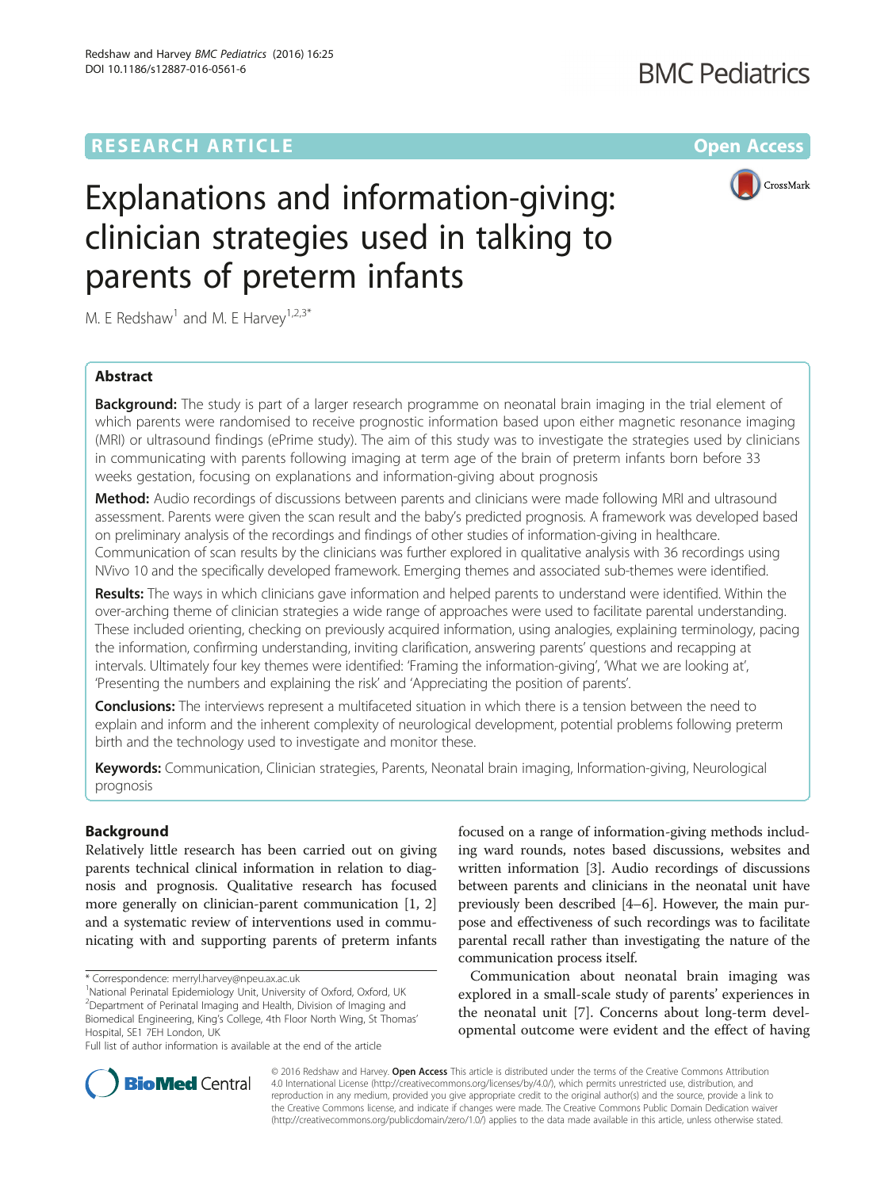RESEARCH ARTICLE

Open Access

# Explanations and information-giving: clinician strategies used in talking to parents of preterm infants

M. E Redshaw[1] and M. E Harvey[1,2,3*]

## Abstract

**Background:** The study is part of a larger research programme on neonatal brain imaging in the trial element of which parents were randomised to receive prognostic information based upon either magnetic resonance imaging (MRI) or ultrasound findings (ePrime study). The aim of this study was to investigate the strategies used by clinicians in communicating with parents following imaging at term age of the brain of preterm infants born before 33 weeks gestation, focusing on explanations and information-giving about prognosis

**Method:** Audio recordings of discussions between parents and clinicians were made following MRI and ultrasound assessment. Parents were given the scan result and the baby's predicted prognosis. A framework was developed based on preliminary analysis of the recordings and findings of other studies of information-giving in healthcare. Communication of scan results by the clinicians was further explored in qualitative analysis with 36 recordings using NVivo 10 and the specifically developed framework. Emerging themes and associated sub-themes were identified.

**Results:** The ways in which clinicians gave information and helped parents to understand were identified. Within the over-arching theme of clinician strategies a wide range of approaches were used to facilitate parental understanding. These included orienting, checking on previously acquired information, using analogies, explaining terminology, pacing the information, confirming understanding, inviting clarification, answering parents' questions and recapping at intervals. Ultimately four key themes were identified: 'Framing the information-giving', 'What we are looking at', 'Presenting the numbers and explaining the risk' and 'Appreciating the position of parents'.

**Conclusions:** The interviews represent a multifaceted situation in which there is a tension between the need to explain and inform and the inherent complexity of neurological development, potential problems following preterm birth and the technology used to investigate and monitor these.

**Keywords:** Communication, Clinician strategies, Parents, Neonatal brain imaging, Information-giving, Neurological prognosis

## Background

Relatively little research has been carried out on giving parents technical clinical information in relation to diagnosis and prognosis. Qualitative research has focused more generally on clinician-parent communication [1, 2] and a systematic review of interventions used in communicating with and supporting parents of preterm infants focused on a range of information-giving methods including ward rounds, notes based discussions, websites and written information [3]. Audio recordings of discussions between parents and clinicians in the neonatal unit have previously been described [4–6]. However, the main purpose and effectiveness of such recordings was to facilitate parental recall rather than investigating the nature of the communication process itself.

Communication about neonatal brain imaging was explored in a small-scale study of parents' experiences in the neonatal unit [7]. Concerns about long-term developmental outcome were evident and the effect of having

\* Correspondence: merryl.harvey@npeu.ax.ac.uk

[1]National Perinatal Epidemiology Unit, University of Oxford, Oxford, UK

[2]Department of Perinatal Imaging and Health, Division of Imaging and Biomedical Engineering, King's College, 4th Floor North Wing, St Thomas' Hospital, SE1 7EH London, UK

Full list of author information is available at the end of the article

© 2016 Redshaw and Harvey. **Open Access** This article is distributed under the terms of the Creative Commons Attribution 4.0 International License (http://creativecommons.org/licenses/by/4.0/), which permits unrestricted use, distribution, and reproduction in any medium, provided you give appropriate credit to the original author(s) and the source, provide a link to the Creative Commons license, and indicate if changes were made. The Creative Commons Public Domain Dedication waiver (http://creativecommons.org/publicdomain/zero/1.0/) applies to the data made available in this article, unless otherwise stated.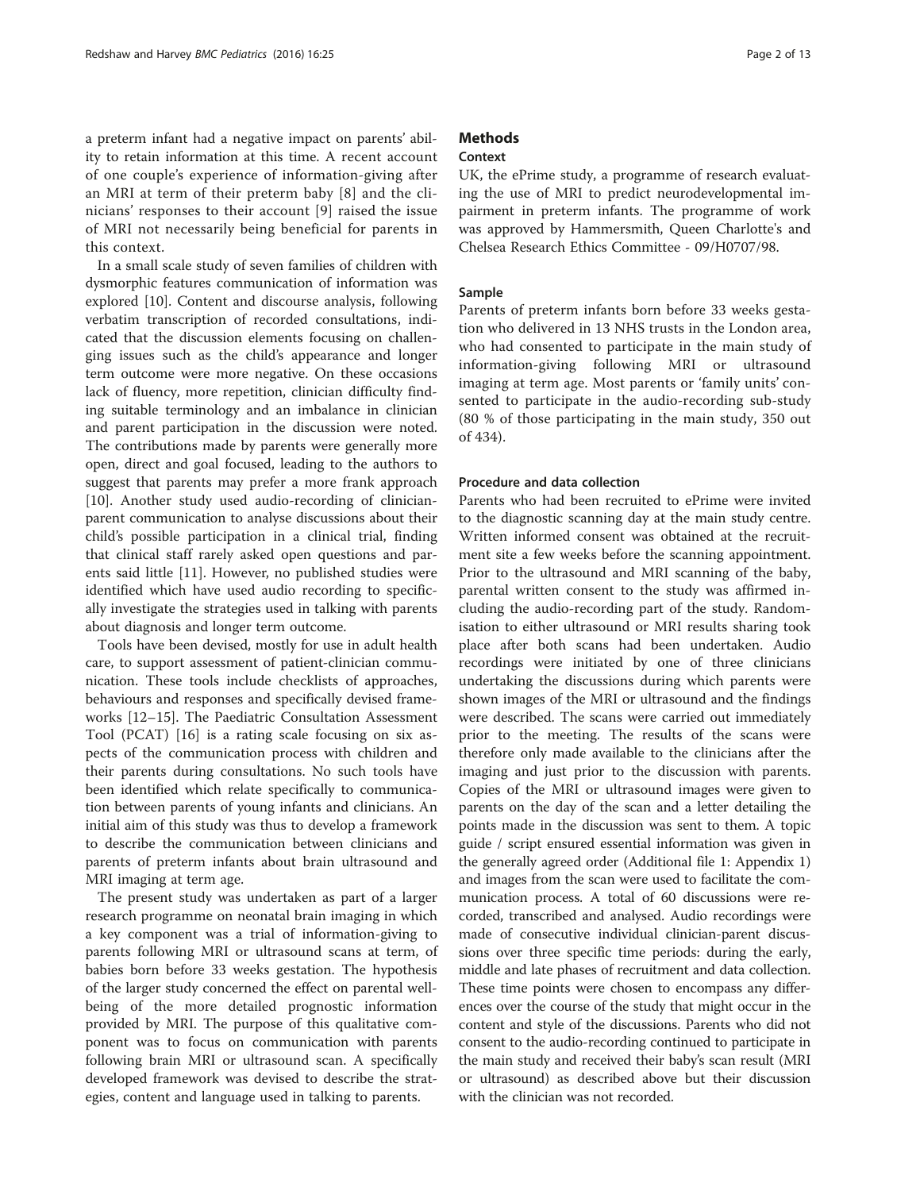a preterm infant had a negative impact on parents' ability to retain information at this time. A recent account of one couple's experience of information-giving after an MRI at term of their preterm baby [8] and the clinicians' responses to their account [9] raised the issue of MRI not necessarily being beneficial for parents in this context.

In a small scale study of seven families of children with dysmorphic features communication of information was explored [10]. Content and discourse analysis, following verbatim transcription of recorded consultations, indicated that the discussion elements focusing on challenging issues such as the child's appearance and longer term outcome were more negative. On these occasions lack of fluency, more repetition, clinician difficulty finding suitable terminology and an imbalance in clinician and parent participation in the discussion were noted. The contributions made by parents were generally more open, direct and goal focused, leading to the authors to suggest that parents may prefer a more frank approach [10]. Another study used audio-recording of clinician-parent communication to analyse discussions about their child's possible participation in a clinical trial, finding that clinical staff rarely asked open questions and parents said little [11]. However, no published studies were identified which have used audio recording to specifically investigate the strategies used in talking with parents about diagnosis and longer term outcome.

Tools have been devised, mostly for use in adult health care, to support assessment of patient-clinician communication. These tools include checklists of approaches, behaviours and responses and specifically devised frameworks [12–15]. The Paediatric Consultation Assessment Tool (PCAT) [16] is a rating scale focusing on six aspects of the communication process with children and their parents during consultations. No such tools have been identified which relate specifically to communication between parents of young infants and clinicians. An initial aim of this study was thus to develop a framework to describe the communication between clinicians and parents of preterm infants about brain ultrasound and MRI imaging at term age.

The present study was undertaken as part of a larger research programme on neonatal brain imaging in which a key component was a trial of information-giving to parents following MRI or ultrasound scans at term, of babies born before 33 weeks gestation. The hypothesis of the larger study concerned the effect on parental wellbeing of the more detailed prognostic information provided by MRI. The purpose of this qualitative component was to focus on communication with parents following brain MRI or ultrasound scan. A specifically developed framework was devised to describe the strategies, content and language used in talking to parents.

## Methods

### Context

UK, the ePrime study, a programme of research evaluating the use of MRI to predict neurodevelopmental impairment in preterm infants. The programme of work was approved by Hammersmith, Queen Charlotte's and Chelsea Research Ethics Committee - 09/H0707/98.

### Sample

Parents of preterm infants born before 33 weeks gestation who delivered in 13 NHS trusts in the London area, who had consented to participate in the main study of information-giving following MRI or ultrasound imaging at term age. Most parents or 'family units' consented to participate in the audio-recording sub-study (80 % of those participating in the main study, 350 out of 434).

### Procedure and data collection

Parents who had been recruited to ePrime were invited to the diagnostic scanning day at the main study centre. Written informed consent was obtained at the recruitment site a few weeks before the scanning appointment. Prior to the ultrasound and MRI scanning of the baby, parental written consent to the study was affirmed including the audio-recording part of the study. Randomisation to either ultrasound or MRI results sharing took place after both scans had been undertaken. Audio recordings were initiated by one of three clinicians undertaking the discussions during which parents were shown images of the MRI or ultrasound and the findings were described. The scans were carried out immediately prior to the meeting. The results of the scans were therefore only made available to the clinicians after the imaging and just prior to the discussion with parents. Copies of the MRI or ultrasound images were given to parents on the day of the scan and a letter detailing the points made in the discussion was sent to them. A topic guide / script ensured essential information was given in the generally agreed order (Additional file 1: Appendix 1) and images from the scan were used to facilitate the communication process. A total of 60 discussions were recorded, transcribed and analysed. Audio recordings were made of consecutive individual clinician-parent discussions over three specific time periods: during the early, middle and late phases of recruitment and data collection. These time points were chosen to encompass any differences over the course of the study that might occur in the content and style of the discussions. Parents who did not consent to the audio-recording continued to participate in the main study and received their baby's scan result (MRI or ultrasound) as described above but their discussion with the clinician was not recorded.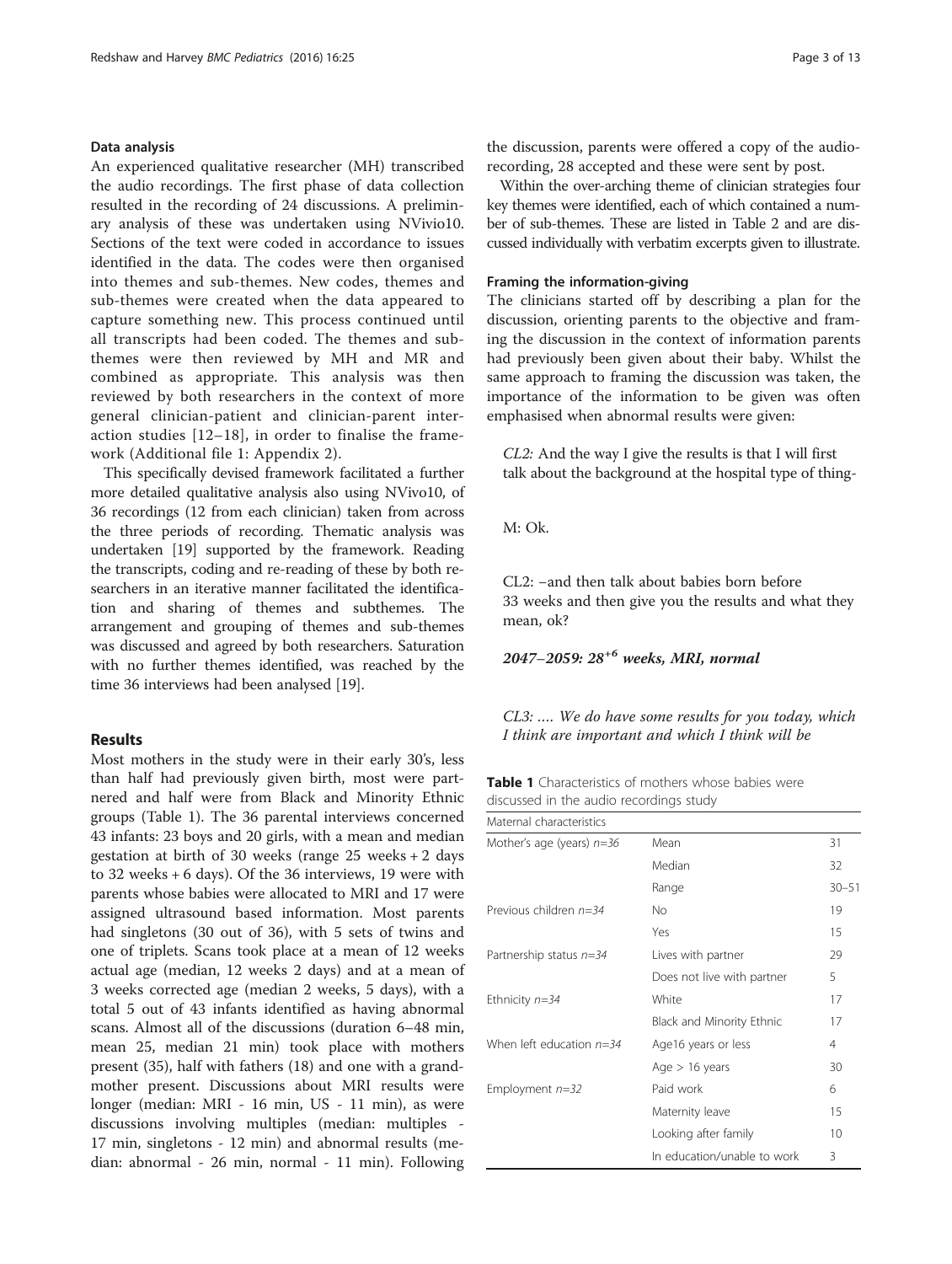### Data analysis

An experienced qualitative researcher (MH) transcribed the audio recordings. The first phase of data collection resulted in the recording of 24 discussions. A preliminary analysis of these was undertaken using NVivio10. Sections of the text were coded in accordance to issues identified in the data. The codes were then organised into themes and sub-themes. New codes, themes and sub-themes were created when the data appeared to capture something new. This process continued until all transcripts had been coded. The themes and sub-themes were then reviewed by MH and MR and combined as appropriate. This analysis was then reviewed by both researchers in the context of more general clinician-patient and clinician-parent interaction studies [12–18], in order to finalise the framework (Additional file 1: Appendix 2).

This specifically devised framework facilitated a further more detailed qualitative analysis also using NVivo10, of 36 recordings (12 from each clinician) taken from across the three periods of recording. Thematic analysis was undertaken [19] supported by the framework. Reading the transcripts, coding and re-reading of these by both researchers in an iterative manner facilitated the identification and sharing of themes and subthemes. The arrangement and grouping of themes and sub-themes was discussed and agreed by both researchers. Saturation with no further themes identified, was reached by the time 36 interviews had been analysed [19].

## Results

Most mothers in the study were in their early 30's, less than half had previously given birth, most were partnered and half were from Black and Minority Ethnic groups (Table 1). The 36 parental interviews concerned 43 infants: 23 boys and 20 girls, with a mean and median gestation at birth of 30 weeks (range 25 weeks + 2 days to 32 weeks + 6 days). Of the 36 interviews, 19 were with parents whose babies were allocated to MRI and 17 were assigned ultrasound based information. Most parents had singletons (30 out of 36), with 5 sets of twins and one of triplets. Scans took place at a mean of 12 weeks actual age (median, 12 weeks 2 days) and at a mean of 3 weeks corrected age (median 2 weeks, 5 days), with a total 5 out of 43 infants identified as having abnormal scans. Almost all of the discussions (duration 6–48 min, mean 25, median 21 min) took place with mothers present (35), half with fathers (18) and one with a grandmother present. Discussions about MRI results were longer (median: MRI - 16 min, US - 11 min), as were discussions involving multiples (median: multiples - 17 min, singletons - 12 min) and abnormal results (median: abnormal - 26 min, normal - 11 min). Following the discussion, parents were offered a copy of the audio-recording, 28 accepted and these were sent by post.

Within the over-arching theme of clinician strategies four key themes were identified, each of which contained a number of sub-themes. These are listed in Table 2 and are discussed individually with verbatim excerpts given to illustrate.

### Framing the information-giving

The clinicians started off by describing a plan for the discussion, orienting parents to the objective and framing the discussion in the context of information parents had previously been given about their baby. Whilst the same approach to framing the discussion was taken, the importance of the information to be given was often emphasised when abnormal results were given:

> *CL2:* And the way I give the results is that I will first talk about the background at the hospital type of thing-
>
> M: Ok.
>
> CL2: –and then talk about babies born before 33 weeks and then give you the results and what they mean, ok?
>
> ***2047–2059: 28$^{+6}$ weeks, MRI, normal***

> *CL3: …. We do have some results for you today, which I think are important and which I think will be*

**Table 1** Characteristics of mothers whose babies were discussed in the audio recordings study

| Maternal characteristics | | |
|---|---|---|
| Mother's age (years) *n=36* | Mean | 31 |
| | Median | 32 |
| | Range | 30–51 |
| Previous children *n=34* | No | 19 |
| | Yes | 15 |
| Partnership status *n=34* | Lives with partner | 29 |
| | Does not live with partner | 5 |
| Ethnicity *n=34* | White | 17 |
| | Black and Minority Ethnic | 17 |
| When left education *n=34* | Age16 years or less | 4 |
| | Age > 16 years | 30 |
| Employment *n=32* | Paid work | 6 |
| | Maternity leave | 15 |
| | Looking after family | 10 |
| | In education/unable to work | 3 |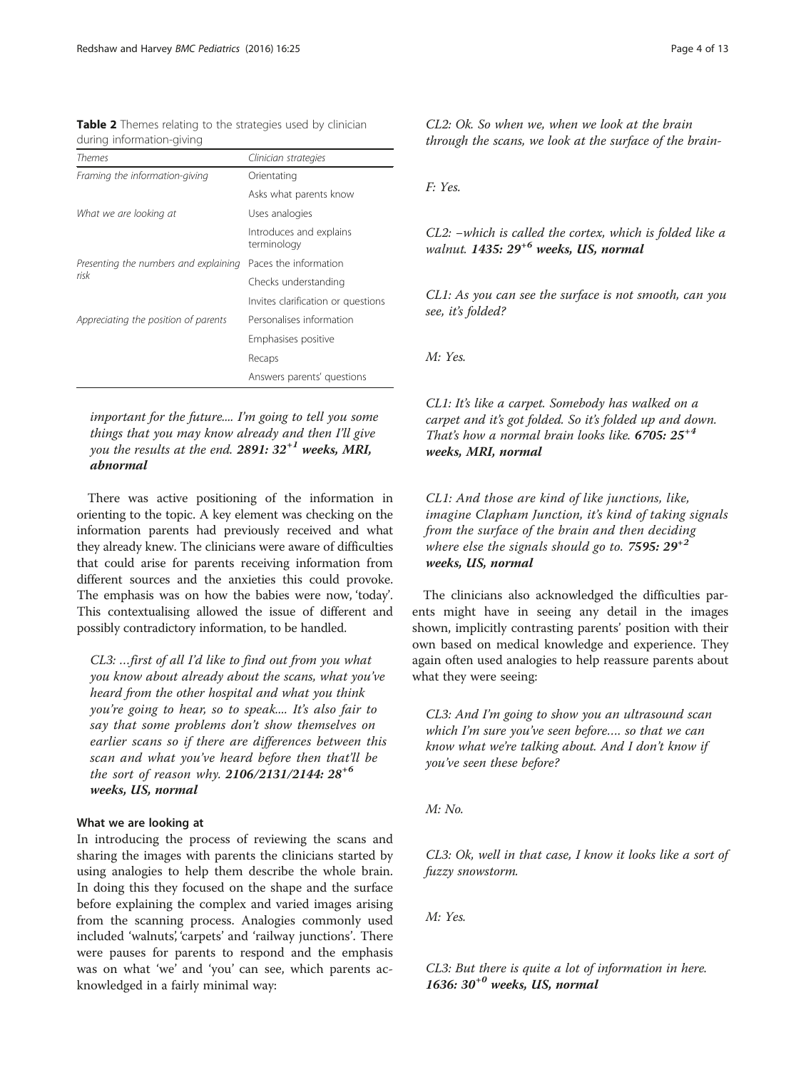**Table 2** Themes relating to the strategies used by clinician during information-giving

| *Themes* | *Clinician strategies* |
|---|---|
| *Framing the information-giving* | Orientating |
| | Asks what parents know |
| *What we are looking at* | Uses analogies |
| | Introduces and explains terminology |
| *Presenting the numbers and explaining risk* | Paces the information |
| | Checks understanding |
| | Invites clarification or questions |
| *Appreciating the position of parents* | Personalises information |
| | Emphasises positive |
| | Recaps |
| | Answers parents' questions |

*important for the future.... I'm going to tell you some things that you may know already and then I'll give you the results at the end.* ***2891: 32$^{+1}$ weeks, MRI, abnormal***

There was active positioning of the information in orienting to the topic. A key element was checking on the information parents had previously received and what they already knew. The clinicians were aware of difficulties that could arise for parents receiving information from different sources and the anxieties this could provoke. The emphasis was on how the babies were now, 'today'. This contextualising allowed the issue of different and possibly contradictory information, to be handled.

*CL3: …first of all I'd like to find out from you what you know about already about the scans, what you've heard from the other hospital and what you think you're going to hear, so to speak.... It's also fair to say that some problems don't show themselves on earlier scans so if there are differences between this scan and what you've heard before then that'll be the sort of reason why.* ***2106/2131/2144: 28$^{+6}$ weeks, US, normal***

#### What we are looking at

In introducing the process of reviewing the scans and sharing the images with parents the clinicians started by using analogies to help them describe the whole brain. In doing this they focused on the shape and the surface before explaining the complex and varied images arising from the scanning process. Analogies commonly used included 'walnuts', 'carpets' and 'railway junctions'. There were pauses for parents to respond and the emphasis was on what 'we' and 'you' can see, which parents acknowledged in a fairly minimal way:

*CL2: Ok. So when we, when we look at the brain through the scans, we look at the surface of the brain-*

*F: Yes.*

*CL2: –which is called the cortex, which is folded like a walnut.* ***1435: 29$^{+6}$ weeks, US, normal***

*CL1: As you can see the surface is not smooth, can you see, it's folded?*

*M: Yes.*

*CL1: It's like a carpet. Somebody has walked on a carpet and it's got folded. So it's folded up and down. That's how a normal brain looks like.* ***6705: 25$^{+4}$ weeks, MRI, normal***

*CL1: And those are kind of like junctions, like, imagine Clapham Junction, it's kind of taking signals from the surface of the brain and then deciding where else the signals should go to.* ***7595: 29$^{+2}$ weeks, US, normal***

The clinicians also acknowledged the difficulties parents might have in seeing any detail in the images shown, implicitly contrasting parents' position with their own based on medical knowledge and experience. They again often used analogies to help reassure parents about what they were seeing:

*CL3: And I'm going to show you an ultrasound scan which I'm sure you've seen before.... so that we can know what we're talking about. And I don't know if you've seen these before?*

*M: No.*

*CL3: Ok, well in that case, I know it looks like a sort of fuzzy snowstorm.*

*M: Yes.*

*CL3: But there is quite a lot of information in here.* ***1636: 30$^{+0}$ weeks, US, normal***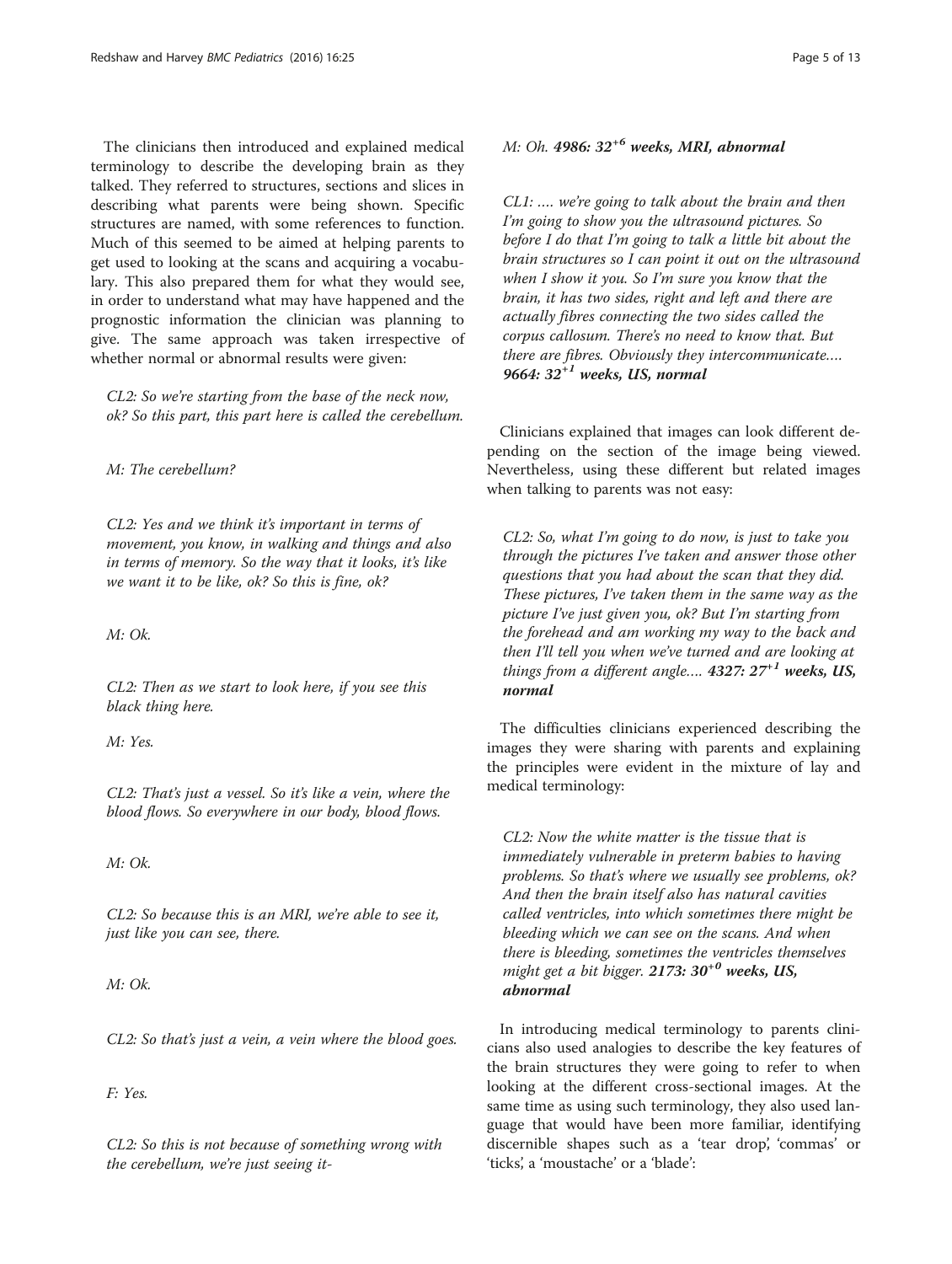The clinicians then introduced and explained medical terminology to describe the developing brain as they talked. They referred to structures, sections and slices in describing what parents were being shown. Specific structures are named, with some references to function. Much of this seemed to be aimed at helping parents to get used to looking at the scans and acquiring a vocabulary. This also prepared them for what they would see, in order to understand what may have happened and the prognostic information the clinician was planning to give. The same approach was taken irrespective of whether normal or abnormal results were given:

> *CL2: So we're starting from the base of the neck now, ok? So this part, this part here is called the cerebellum.*
>
> *M: The cerebellum?*
>
> *CL2: Yes and we think it's important in terms of movement, you know, in walking and things and also in terms of memory. So the way that it looks, it's like we want it to be like, ok? So this is fine, ok?*
>
> *M: Ok.*
>
> *CL2: Then as we start to look here, if you see this black thing here.*
>
> *M: Yes.*
>
> *CL2: That's just a vessel. So it's like a vein, where the blood flows. So everywhere in our body, blood flows.*
>
> *M: Ok.*
>
> *CL2: So because this is an MRI, we're able to see it, just like you can see, there.*
>
> *M: Ok.*
>
> *CL2: So that's just a vein, a vein where the blood goes.*
>
> *F: Yes.*
>
> *CL2: So this is not because of something wrong with the cerebellum, we're just seeing it-*
>
> *M: Oh.* ***4986: 32$^{+6}$ weeks, MRI, abnormal***

> *CL1: .... we're going to talk about the brain and then I'm going to show you the ultrasound pictures. So before I do that I'm going to talk a little bit about the brain structures so I can point it out on the ultrasound when I show it you. So I'm sure you know that the brain, it has two sides, right and left and there are actually fibres connecting the two sides called the corpus callosum. There's no need to know that. But there are fibres. Obviously they intercommunicate....* ***9664: 32$^{+1}$ weeks, US, normal***

Clinicians explained that images can look different depending on the section of the image being viewed. Nevertheless, using these different but related images when talking to parents was not easy:

> *CL2: So, what I'm going to do now, is just to take you through the pictures I've taken and answer those other questions that you had about the scan that they did. These pictures, I've taken them in the same way as the picture I've just given you, ok? But I'm starting from the forehead and am working my way to the back and then I'll tell you when we've turned and are looking at things from a different angle....* ***4327: 27$^{+1}$ weeks, US, normal***

The difficulties clinicians experienced describing the images they were sharing with parents and explaining the principles were evident in the mixture of lay and medical terminology:

> *CL2: Now the white matter is the tissue that is immediately vulnerable in preterm babies to having problems. So that's where we usually see problems, ok? And then the brain itself also has natural cavities called ventricles, into which sometimes there might be bleeding which we can see on the scans. And when there is bleeding, sometimes the ventricles themselves might get a bit bigger.* ***2173: 30$^{+0}$ weeks, US, abnormal***

In introducing medical terminology to parents clinicians also used analogies to describe the key features of the brain structures they were going to refer to when looking at the different cross-sectional images. At the same time as using such terminology, they also used language that would have been more familiar, identifying discernible shapes such as a 'tear drop', 'commas' or 'ticks', a 'moustache' or a 'blade':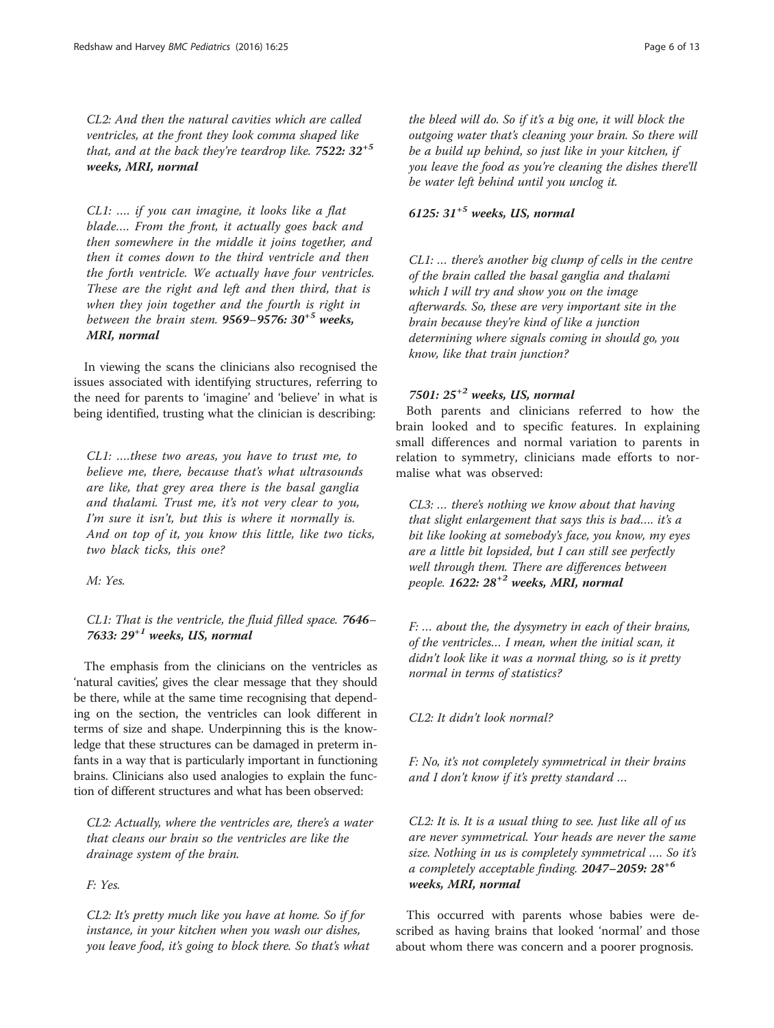*CL2: And then the natural cavities which are called ventricles, at the front they look comma shaped like that, and at the back they're teardrop like.* ***7522: 32$^{+5}$ weeks, MRI, normal***

*CL1: …. if you can imagine, it looks like a flat blade…. From the front, it actually goes back and then somewhere in the middle it joins together, and then it comes down to the third ventricle and then the forth ventricle. We actually have four ventricles. These are the right and left and then third, that is when they join together and the fourth is right in between the brain stem.* ***9569–9576: 30$^{+5}$ weeks, MRI, normal***

In viewing the scans the clinicians also recognised the issues associated with identifying structures, referring to the need for parents to 'imagine' and 'believe' in what is being identified, trusting what the clinician is describing:

*CL1: ….these two areas, you have to trust me, to believe me, there, because that's what ultrasounds are like, that grey area there is the basal ganglia and thalami. Trust me, it's not very clear to you, I'm sure it isn't, but this is where it normally is. And on top of it, you know this little, like two ticks, two black ticks, this one?*

*M: Yes.*

*CL1: That is the ventricle, the fluid filled space.* ***7646–7633: 29$^{+1}$ weeks, US, normal***

The emphasis from the clinicians on the ventricles as 'natural cavities', gives the clear message that they should be there, while at the same time recognising that depending on the section, the ventricles can look different in terms of size and shape. Underpinning this is the knowledge that these structures can be damaged in preterm infants in a way that is particularly important in functioning brains. Clinicians also used analogies to explain the function of different structures and what has been observed:

*CL2: Actually, where the ventricles are, there's a water that cleans our brain so the ventricles are like the drainage system of the brain.*

*F: Yes.*

*CL2: It's pretty much like you have at home. So if for instance, in your kitchen when you wash our dishes, you leave food, it's going to block there. So that's what the bleed will do. So if it's a big one, it will block the outgoing water that's cleaning your brain. So there will be a build up behind, so just like in your kitchen, if you leave the food as you're cleaning the dishes there'll be water left behind until you unclog it.*

***6125: 31$^{+5}$ weeks, US, normal***

*CL1: … there's another big clump of cells in the centre of the brain called the basal ganglia and thalami which I will try and show you on the image afterwards. So, these are very important site in the brain because they're kind of like a junction determining where signals coming in should go, you know, like that train junction?*

***7501: 25$^{+2}$ weeks, US, normal***

Both parents and clinicians referred to how the brain looked and to specific features. In explaining small differences and normal variation to parents in relation to symmetry, clinicians made efforts to normalise what was observed:

*CL3: … there's nothing we know about that having that slight enlargement that says this is bad…. it's a bit like looking at somebody's face, you know, my eyes are a little bit lopsided, but I can still see perfectly well through them. There are differences between people.* ***1622: 28$^{+2}$ weeks, MRI, normal***

*F: … about the, the dysymetry in each of their brains, of the ventricles… I mean, when the initial scan, it didn't look like it was a normal thing, so is it pretty normal in terms of statistics?*

*CL2: It didn't look normal?*

*F: No, it's not completely symmetrical in their brains and I don't know if it's pretty standard …*

*CL2: It is. It is a usual thing to see. Just like all of us are never symmetrical. Your heads are never the same size. Nothing in us is completely symmetrical …. So it's a completely acceptable finding.* ***2047–2059: 28$^{+6}$ weeks, MRI, normal***

This occurred with parents whose babies were described as having brains that looked 'normal' and those about whom there was concern and a poorer prognosis.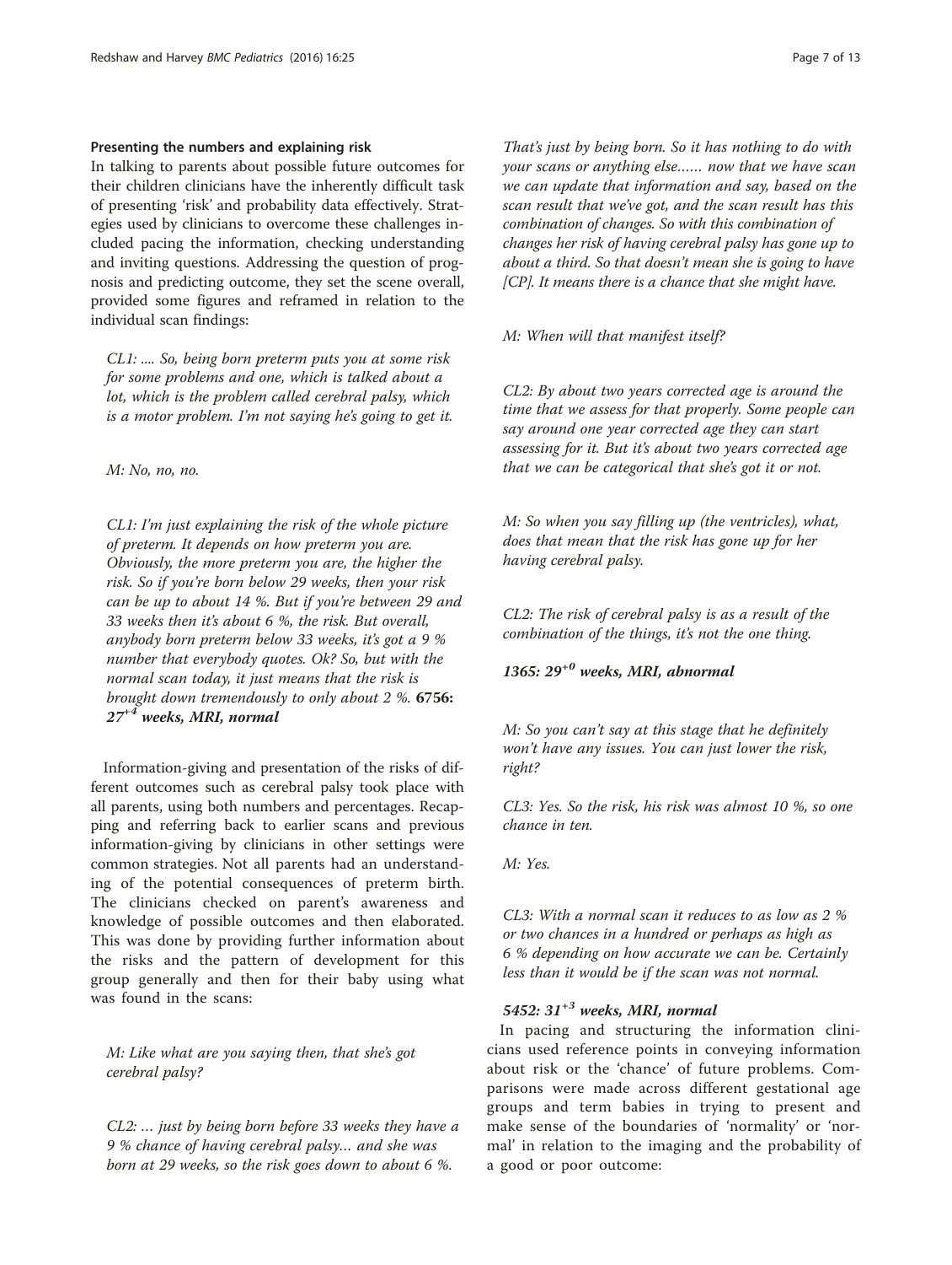#### Presenting the numbers and explaining risk

In talking to parents about possible future outcomes for their children clinicians have the inherently difficult task of presenting 'risk' and probability data effectively. Strategies used by clinicians to overcome these challenges included pacing the information, checking understanding and inviting questions. Addressing the question of prognosis and predicting outcome, they set the scene overall, provided some figures and reframed in relation to the individual scan findings:

> *CL1: .... So, being born preterm puts you at some risk for some problems and one, which is talked about a lot, which is the problem called cerebral palsy, which is a motor problem. I'm not saying he's going to get it.*
>
> *M: No, no, no.*
>
> *CL1: I'm just explaining the risk of the whole picture of preterm. It depends on how preterm you are. Obviously, the more preterm you are, the higher the risk. So if you're born below 29 weeks, then your risk can be up to about 14 %. But if you're between 29 and 33 weeks then it's about 6 %, the risk. But overall, anybody born preterm below 33 weeks, it's got a 9 % number that everybody quotes. Ok? So, but with the normal scan today, it just means that the risk is brought down tremendously to only about 2 %.* **6756: *$27^{+4}$ weeks, MRI, normal***

Information-giving and presentation of the risks of different outcomes such as cerebral palsy took place with all parents, using both numbers and percentages. Recapping and referring back to earlier scans and previous information-giving by clinicians in other settings were common strategies. Not all parents had an understanding of the potential consequences of preterm birth. The clinicians checked on parent's awareness and knowledge of possible outcomes and then elaborated. This was done by providing further information about the risks and the pattern of development for this group generally and then for their baby using what was found in the scans:

> *M: Like what are you saying then, that she's got cerebral palsy?*
>
> *CL2: … just by being born before 33 weeks they have a 9 % chance of having cerebral palsy… and she was born at 29 weeks, so the risk goes down to about 6 %. That's just by being born. So it has nothing to do with your scans or anything else…… now that we have scan we can update that information and say, based on the scan result that we've got, and the scan result has this combination of changes. So with this combination of changes her risk of having cerebral palsy has gone up to about a third. So that doesn't mean she is going to have [CP]. It means there is a chance that she might have.*
>
> *M: When will that manifest itself?*
>
> *CL2: By about two years corrected age is around the time that we assess for that properly. Some people can say around one year corrected age they can start assessing for it. But it's about two years corrected age that we can be categorical that she's got it or not.*
>
> *M: So when you say filling up (the ventricles), what, does that mean that the risk has gone up for her having cerebral palsy.*
>
> *CL2: The risk of cerebral palsy is as a result of the combination of the things, it's not the one thing.*
>
> ***1365: $29^{+0}$ weeks, MRI, abnormal***
>
> *M: So you can't say at this stage that he definitely won't have any issues. You can just lower the risk, right?*
>
> *CL3: Yes. So the risk, his risk was almost 10 %, so one chance in ten.*
>
> *M: Yes.*
>
> *CL3: With a normal scan it reduces to as low as 2 % or two chances in a hundred or perhaps as high as 6 % depending on how accurate we can be. Certainly less than it would be if the scan was not normal.*
>
> ***5452: $31^{+3}$ weeks, MRI, normal***

In pacing and structuring the information clinicians used reference points in conveying information about risk or the 'chance' of future problems. Comparisons were made across different gestational age groups and term babies in trying to present and make sense of the boundaries of 'normality' or 'normal' in relation to the imaging and the probability of a good or poor outcome: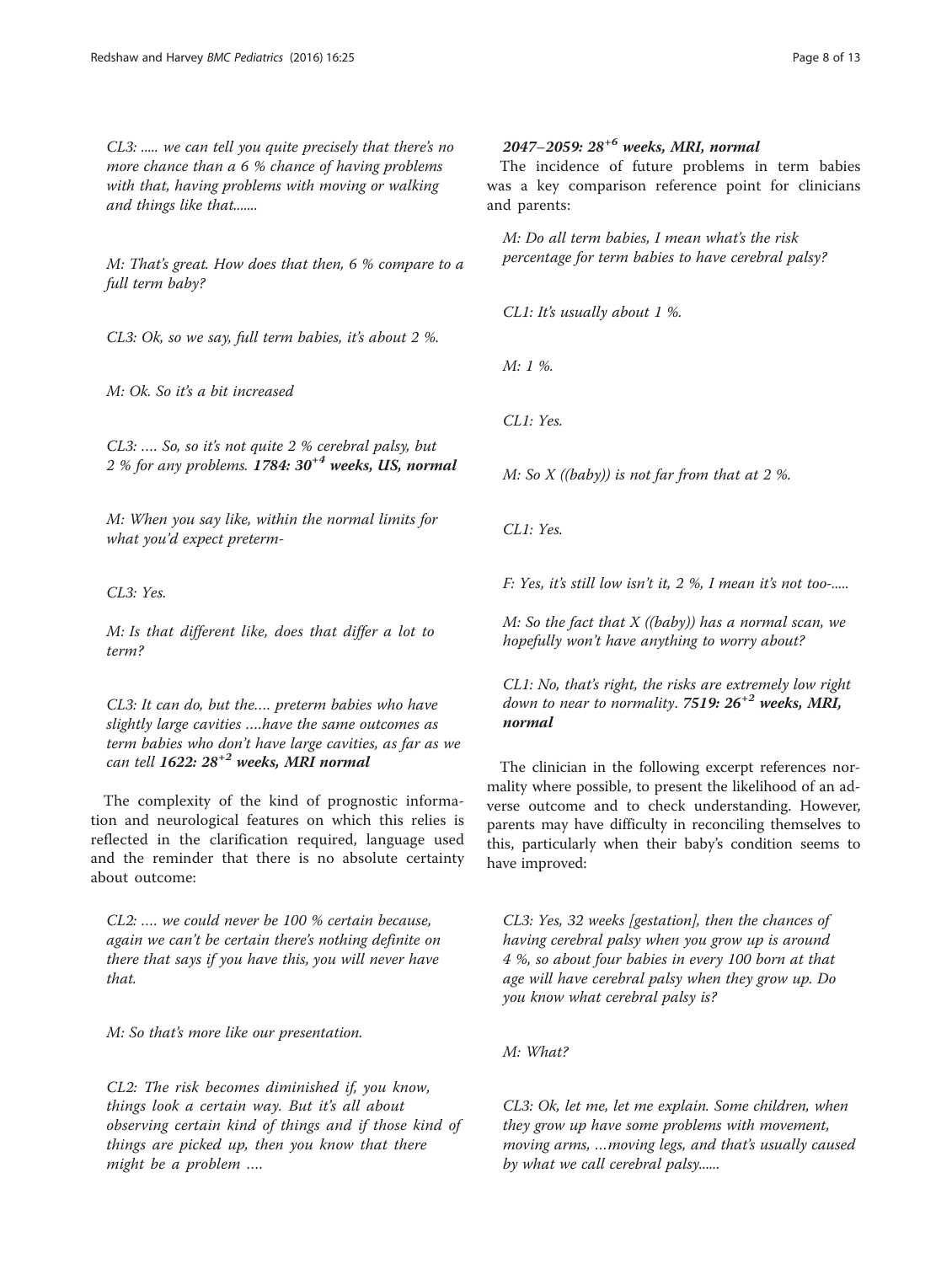*CL3: ..... we can tell you quite precisely that there's no more chance than a 6 % chance of having problems with that, having problems with moving or walking and things like that.......*

*M: That's great. How does that then, 6 % compare to a full term baby?*

*CL3: Ok, so we say, full term babies, it's about 2 %.*

*M: Ok. So it's a bit increased*

*CL3: .... So, so it's not quite 2 % cerebral palsy, but 2 % for any problems.* ***1784: 30$^{+4}$ weeks, US, normal***

*M: When you say like, within the normal limits for what you'd expect preterm-*

*CL3: Yes.*

*M: Is that different like, does that differ a lot to term?*

*CL3: It can do, but the.... preterm babies who have slightly large cavities ....have the same outcomes as term babies who don't have large cavities, as far as we can tell* ***1622: 28$^{+2}$ weeks, MRI normal***

The complexity of the kind of prognostic information and neurological features on which this relies is reflected in the clarification required, language used and the reminder that there is no absolute certainty about outcome:

*CL2: .... we could never be 100 % certain because, again we can't be certain there's nothing definite on there that says if you have this, you will never have that.*

*M: So that's more like our presentation.*

*CL2: The risk becomes diminished if, you know, things look a certain way. But it's all about observing certain kind of things and if those kind of things are picked up, then you know that there might be a problem ....*

***2047–2059: 28$^{+6}$ weeks, MRI, normal***

The incidence of future problems in term babies was a key comparison reference point for clinicians and parents:

*M: Do all term babies, I mean what's the risk percentage for term babies to have cerebral palsy?*

*CL1: It's usually about 1 %.*

*M: 1 %.*

*CL1: Yes.*

*M: So X ((baby)) is not far from that at 2 %.*

*CL1: Yes.*

*F: Yes, it's still low isn't it, 2 %, I mean it's not too-.....*

*M: So the fact that X ((baby)) has a normal scan, we hopefully won't have anything to worry about?*

*CL1: No, that's right, the risks are extremely low right down to near to normality.* ***7519: 26$^{+2}$ weeks, MRI, normal***

The clinician in the following excerpt references normality where possible, to present the likelihood of an adverse outcome and to check understanding. However, parents may have difficulty in reconciling themselves to this, particularly when their baby's condition seems to have improved:

*CL3: Yes, 32 weeks [gestation], then the chances of having cerebral palsy when you grow up is around 4 %, so about four babies in every 100 born at that age will have cerebral palsy when they grow up. Do you know what cerebral palsy is?*

*M: What?*

*CL3: Ok, let me, let me explain. Some children, when they grow up have some problems with movement, moving arms, ...moving legs, and that's usually caused by what we call cerebral palsy......*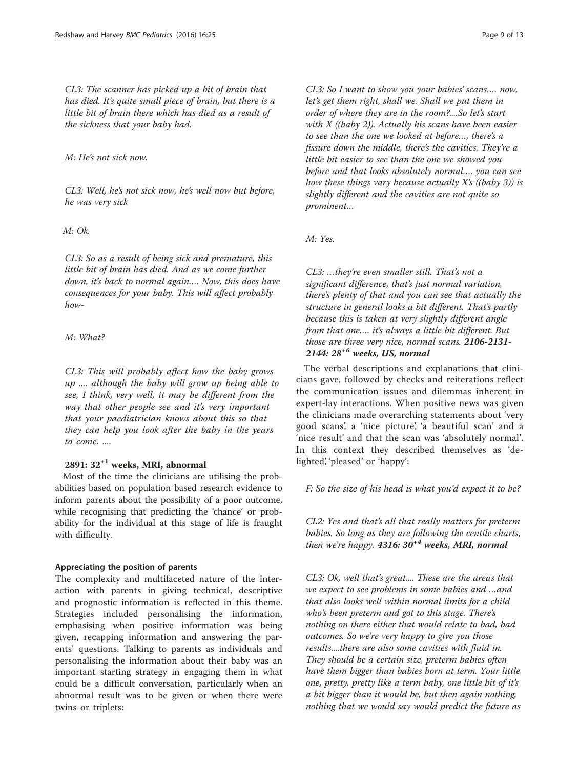*CL3: The scanner has picked up a bit of brain that has died. It's quite small piece of brain, but there is a little bit of brain there which has died as a result of the sickness that your baby had.*

*M: He's not sick now.*

*CL3: Well, he's not sick now, he's well now but before, he was very sick*

*M: Ok.*

*CL3: So as a result of being sick and premature, this little bit of brain has died. And as we come further down, it's back to normal again.... Now, this does have consequences for your baby. This will affect probably how-*

*M: What?*

*CL3: This will probably affect how the baby grows up .... although the baby will grow up being able to see, I think, very well, it may be different from the way that other people see and it's very important that your paediatrician knows about this so that they can help you look after the baby in the years to come. ....*

**2891: $32^{+1}$ weeks, MRI, abnormal**

Most of the time the clinicians are utilising the probabilities based on population based research evidence to inform parents about the possibility of a poor outcome, while recognising that predicting the 'chance' or probability for the individual at this stage of life is fraught with difficulty.

#### Appreciating the position of parents

The complexity and multifaceted nature of the interaction with parents in giving technical, descriptive and prognostic information is reflected in this theme. Strategies included personalising the information, emphasising when positive information was being given, recapping information and answering the parents' questions. Talking to parents as individuals and personalising the information about their baby was an important starting strategy in engaging them in what could be a difficult conversation, particularly when an abnormal result was to be given or when there were twins or triplets:

*CL3: So I want to show you your babies' scans.... now, let's get them right, shall we. Shall we put them in order of where they are in the room?....So let's start with X ((baby 2)). Actually his scans have been easier to see than the one we looked at before..., there's a fissure down the middle, there's the cavities. They're a little bit easier to see than the one we showed you before and that looks absolutely normal.... you can see how these things vary because actually X's ((baby 3)) is slightly different and the cavities are not quite so prominent...*

*M: Yes.*

*CL3: ...they're even smaller still. That's not a significant difference, that's just normal variation, there's plenty of that and you can see that actually the structure in general looks a bit different. That's partly because this is taken at very slightly different angle from that one.... it's always a little bit different. But those are three very nice, normal scans.* ***2106-2131-2144: $28^{+6}$ weeks, US, normal***

The verbal descriptions and explanations that clinicians gave, followed by checks and reiterations reflect the communication issues and dilemmas inherent in expert-lay interactions. When positive news was given the clinicians made overarching statements about 'very good scans', a 'nice picture', 'a beautiful scan' and a 'nice result' and that the scan was 'absolutely normal'. In this context they described themselves as 'delighted', 'pleased' or 'happy':

*F: So the size of his head is what you'd expect it to be?*

*CL2: Yes and that's all that really matters for preterm babies. So long as they are following the centile charts, then we're happy.* ***4316: $30^{+4}$ weeks, MRI, normal***

*CL3: Ok, well that's great.... These are the areas that we expect to see problems in some babies and ...and that also looks well within normal limits for a child who's been preterm and got to this stage. There's nothing on there either that would relate to bad, bad outcomes. So we're very happy to give you those results....there are also some cavities with fluid in. They should be a certain size, preterm babies often have them bigger than babies born at term. Your little one, pretty, pretty like a term baby, one little bit of it's a bit bigger than it would be, but then again nothing, nothing that we would say would predict the future as*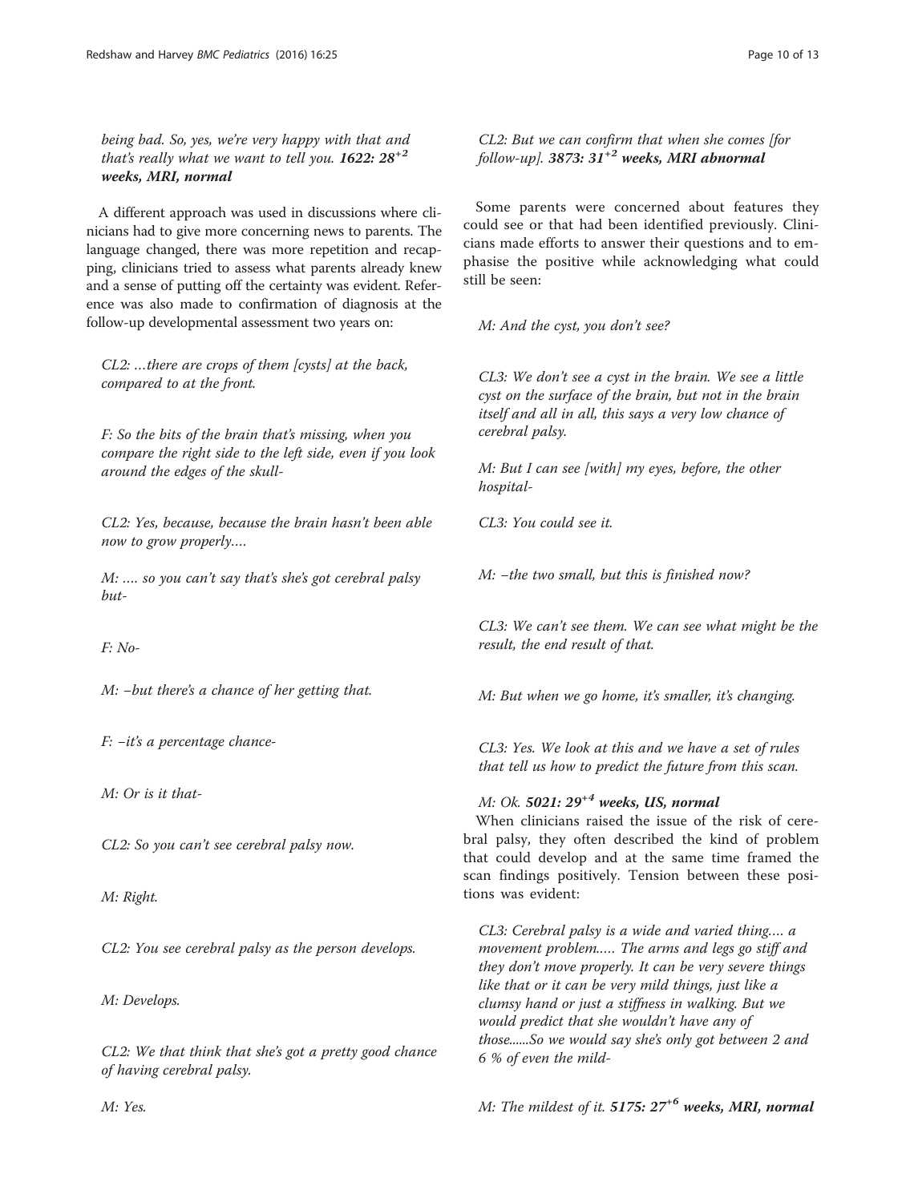*being bad. So, yes, we're very happy with that and that's really what we want to tell you.* ***1622: 28$^{+2}$ weeks, MRI, normal***

A different approach was used in discussions where clinicians had to give more concerning news to parents. The language changed, there was more repetition and recapping, clinicians tried to assess what parents already knew and a sense of putting off the certainty was evident. Reference was also made to confirmation of diagnosis at the follow-up developmental assessment two years on:

> *CL2: …there are crops of them [cysts] at the back, compared to at the front.*
>
> *F: So the bits of the brain that's missing, when you compare the right side to the left side, even if you look around the edges of the skull-*
>
> *CL2: Yes, because, because the brain hasn't been able now to grow properly….*
>
> *M: …. so you can't say that's she's got cerebral palsy but-*
>
> *F: No-*
>
> *M: –but there's a chance of her getting that.*
>
> *F: –it's a percentage chance-*
>
> *M: Or is it that-*
>
> *CL2: So you can't see cerebral palsy now.*
>
> *M: Right.*
>
> *CL2: You see cerebral palsy as the person develops.*
>
> *M: Develops.*
>
> *CL2: We that think that she's got a pretty good chance of having cerebral palsy.*
>
> *M: Yes.*
>
> *CL2: But we can confirm that when she comes [for follow-up].* ***3873: 31$^{+2}$ weeks, MRI abnormal***

Some parents were concerned about features they could see or that had been identified previously. Clinicians made efforts to answer their questions and to emphasise the positive while acknowledging what could still be seen:

> *M: And the cyst, you don't see?*
>
> *CL3: We don't see a cyst in the brain. We see a little cyst on the surface of the brain, but not in the brain itself and all in all, this says a very low chance of cerebral palsy.*
>
> *M: But I can see [with] my eyes, before, the other hospital-*
>
> *CL3: You could see it.*
>
> *M: –the two small, but this is finished now?*
>
> *CL3: We can't see them. We can see what might be the result, the end result of that.*
>
> *M: But when we go home, it's smaller, it's changing.*
>
> *CL3: Yes. We look at this and we have a set of rules that tell us how to predict the future from this scan.*
>
> *M: Ok.* ***5021: 29$^{+4}$ weeks, US, normal***

When clinicians raised the issue of the risk of cerebral palsy, they often described the kind of problem that could develop and at the same time framed the scan findings positively. Tension between these positions was evident:

> *CL3: Cerebral palsy is a wide and varied thing…. a movement problem….. The arms and legs go stiff and they don't move properly. It can be very severe things like that or it can be very mild things, just like a clumsy hand or just a stiffness in walking. But we would predict that she wouldn't have any of those......So we would say she's only got between 2 and 6 % of even the mild-*
>
> *M: The mildest of it.* ***5175: 27$^{+6}$ weeks, MRI, normal***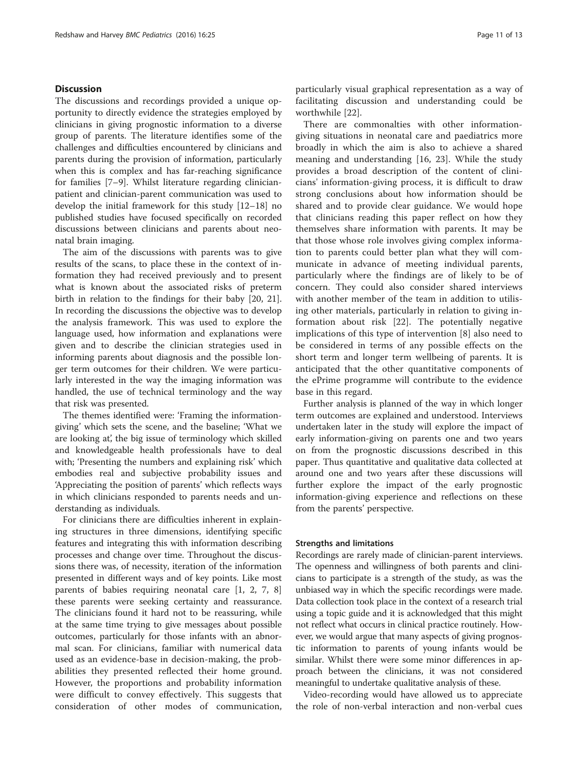## Discussion

The discussions and recordings provided a unique opportunity to directly evidence the strategies employed by clinicians in giving prognostic information to a diverse group of parents. The literature identifies some of the challenges and difficulties encountered by clinicians and parents during the provision of information, particularly when this is complex and has far-reaching significance for families [7–9]. Whilst literature regarding clinician-patient and clinician-parent communication was used to develop the initial framework for this study [12–18] no published studies have focused specifically on recorded discussions between clinicians and parents about neonatal brain imaging.

The aim of the discussions with parents was to give results of the scans, to place these in the context of information they had received previously and to present what is known about the associated risks of preterm birth in relation to the findings for their baby [20, 21]. In recording the discussions the objective was to develop the analysis framework. This was used to explore the language used, how information and explanations were given and to describe the clinician strategies used in informing parents about diagnosis and the possible longer term outcomes for their children. We were particularly interested in the way the imaging information was handled, the use of technical terminology and the way that risk was presented.

The themes identified were: 'Framing the information-giving' which sets the scene, and the baseline; 'What we are looking at', the big issue of terminology which skilled and knowledgeable health professionals have to deal with; 'Presenting the numbers and explaining risk' which embodies real and subjective probability issues and 'Appreciating the position of parents' which reflects ways in which clinicians responded to parents needs and understanding as individuals.

For clinicians there are difficulties inherent in explaining structures in three dimensions, identifying specific features and integrating this with information describing processes and change over time. Throughout the discussions there was, of necessity, iteration of the information presented in different ways and of key points. Like most parents of babies requiring neonatal care [1, 2, 7, 8] these parents were seeking certainty and reassurance. The clinicians found it hard not to be reassuring, while at the same time trying to give messages about possible outcomes, particularly for those infants with an abnormal scan. For clinicians, familiar with numerical data used as an evidence-base in decision-making, the probabilities they presented reflected their home ground. However, the proportions and probability information were difficult to convey effectively. This suggests that consideration of other modes of communication, particularly visual graphical representation as a way of facilitating discussion and understanding could be worthwhile [22].

There are commonalties with other information-giving situations in neonatal care and paediatrics more broadly in which the aim is also to achieve a shared meaning and understanding [16, 23]. While the study provides a broad description of the content of clinicians' information-giving process, it is difficult to draw strong conclusions about how information should be shared and to provide clear guidance. We would hope that clinicians reading this paper reflect on how they themselves share information with parents. It may be that those whose role involves giving complex information to parents could better plan what they will communicate in advance of meeting individual parents, particularly where the findings are of likely to be of concern. They could also consider shared interviews with another member of the team in addition to utilising other materials, particularly in relation to giving information about risk [22]. The potentially negative implications of this type of intervention [8] also need to be considered in terms of any possible effects on the short term and longer term wellbeing of parents. It is anticipated that the other quantitative components of the ePrime programme will contribute to the evidence base in this regard.

Further analysis is planned of the way in which longer term outcomes are explained and understood. Interviews undertaken later in the study will explore the impact of early information-giving on parents one and two years on from the prognostic discussions described in this paper. Thus quantitative and qualitative data collected at around one and two years after these discussions will further explore the impact of the early prognostic information-giving experience and reflections on these from the parents' perspective.

### Strengths and limitations

Recordings are rarely made of clinician-parent interviews. The openness and willingness of both parents and clinicians to participate is a strength of the study, as was the unbiased way in which the specific recordings were made. Data collection took place in the context of a research trial using a topic guide and it is acknowledged that this might not reflect what occurs in clinical practice routinely. However, we would argue that many aspects of giving prognostic information to parents of young infants would be similar. Whilst there were some minor differences in approach between the clinicians, it was not considered meaningful to undertake qualitative analysis of these.

Video-recording would have allowed us to appreciate the role of non-verbal interaction and non-verbal cues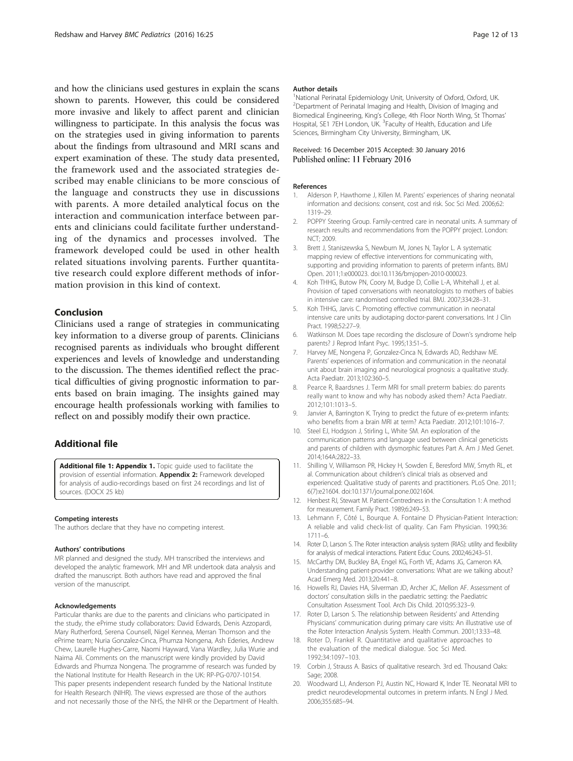and how the clinicians used gestures in explain the scans shown to parents. However, this could be considered more invasive and likely to affect parent and clinician willingness to participate. In this analysis the focus was on the strategies used in giving information to parents about the findings from ultrasound and MRI scans and expert examination of these. The study data presented, the framework used and the associated strategies described may enable clinicians to be more conscious of the language and constructs they use in discussions with parents. A more detailed analytical focus on the interaction and communication interface between parents and clinicians could facilitate further understanding of the dynamics and processes involved. The framework developed could be used in other health related situations involving parents. Further quantitative research could explore different methods of information provision in this kind of context.

## Conclusion

Clinicians used a range of strategies in communicating key information to a diverse group of parents. Clinicians recognised parents as individuals who brought different experiences and levels of knowledge and understanding to the discussion. The themes identified reflect the practical difficulties of giving prognostic information to parents based on brain imaging. The insights gained may encourage health professionals working with families to reflect on and possibly modify their own practice.

## Additional file

**Additional file 1: Appendix 1.** Topic guide used to facilitate the provision of essential information. **Appendix 2:** Framework developed for analysis of audio-recordings based on first 24 recordings and list of sources. (DOCX 25 kb)

#### Competing interests

The authors declare that they have no competing interest.

#### Authors' contributions

MR planned and designed the study. MH transcribed the interviews and developed the analytic framework. MH and MR undertook data analysis and drafted the manuscript. Both authors have read and approved the final version of the manuscript.

#### Acknowledgements

Particular thanks are due to the parents and clinicians who participated in the study, the ePrime study collaborators: David Edwards, Denis Azzopardi, Mary Rutherford, Serena Counsell, Nigel Kennea, Merran Thomson and the ePrime team; Nuria Gonzalez-Cinca, Phumza Nongena, Ash Ederies, Andrew Chew, Laurelle Hughes-Carre, Naomi Hayward, Vana Wardley, Julia Wurie and Naima Ali. Comments on the manuscript were kindly provided by David Edwards and Phumza Nongena. The programme of research was funded by the National Institute for Health Research in the UK: RP-PG-0707-10154. This paper presents independent research funded by the National Institute for Health Research (NIHR). The views expressed are those of the authors and not necessarily those of the NHS, the NIHR or the Department of Health.

#### Author details

[1]National Perinatal Epidemiology Unit, University of Oxford, Oxford, UK. [2]Department of Perinatal Imaging and Health, Division of Imaging and Biomedical Engineering, King's College, 4th Floor North Wing, St Thomas' Hospital, SE1 7EH London, UK. [3]Faculty of Health, Education and Life Sciences, Birmingham City University, Birmingham, UK.

Received: 16 December 2015 Accepted: 30 January 2016
Published online: 11 February 2016

#### References

1. Alderson P, Hawthorne J, Killen M. Parents' experiences of sharing neonatal information and decisions: consent, cost and risk. Soc Sci Med. 2006;62: 1319–29.
2. POPPY Steering Group. Family-centred care in neonatal units. A summary of research results and recommendations from the POPPY project. London: NCT; 2009.
3. Brett J, Staniszewska S, Newburn M, Jones N, Taylor L. A systematic mapping review of effective interventions for communicating with, supporting and providing information to parents of preterm infants. BMJ Open. 2011;1:e000023. doi:10.1136/bmjopen-2010-000023.
4. Koh THHG, Butow PN, Coory M, Budge D, Collie L-A, Whitehall J, et al. Provision of taped conversations with neonatologists to mothers of babies in intensive care: randomised controlled trial. BMJ. 2007;334:28–31.
5. Koh THHG, Jarvis C. Promoting effective communication in neonatal intensive care units by audiotaping doctor-parent conversations. Int J Clin Pract. 1998;52:27–9.
6. Watkinson M. Does tape recording the disclosure of Down's syndrome help parents? J Reprod Infant Psyc. 1995;13:51–5.
7. Harvey ME, Nongena P, Gonzalez-Cinca N, Edwards AD, Redshaw ME. Parents' experiences of information and communication in the neonatal unit about brain imaging and neurological prognosis: a qualitative study. Acta Paediatr. 2013;102:360–5.
8. Pearce R, Baardsnes J. Term MRI for small preterm babies: do parents really want to know and why has nobody asked them? Acta Paediatr. 2012;101:1013–5.
9. Janvier A, Barrington K. Trying to predict the future of ex-preterm infants: who benefits from a brain MRI at term? Acta Paediatr. 2012;101:1016–7.
10. Steel EJ, Hodgson J, Stirling L, White SM. An exploration of the communication patterns and language used between clinical geneticists and parents of children with dysmorphic features Part A. Am J Med Genet. 2014;164A:2822–33.
11. Shilling V, Williamson PR, Hickey H, Sowden E, Beresford MW, Smyth RL, et al. Communication about children's clinical trials as observed and experienced: Qualitative study of parents and practitioners. PLoS One. 2011; 6(7):e21604. doi:10.1371/journal.pone.0021604.
12. Henbest RJ, Stewart M. Patient-Centredness in the Consultation 1: A method for measurement. Family Pract. 1989;6:249–53.
13. Lehmann F, Côté L, Bourque A. Fontaine D Physician-Patient Interaction: A reliable and valid check-list of quality. Can Fam Physician. 1990;36: 1711–6.
14. Roter D, Larson S. The Roter interaction analysis system (RIAS): utility and flexibility for analysis of medical interactions. Patient Educ Couns. 2002;46:243–51.
15. McCarthy DM, Buckley BA, Engel KG, Forth VE, Adams JG, Cameron KA. Understanding patient-provider conversations: What are we talking about? Acad Emerg Med. 2013;20:441–8.
16. Howells RJ, Davies HA, Silverman JD, Archer JC, Mellon AF. Assessment of doctors' consultation skills in the paediatric setting: the Paediatric Consultation Assessment Tool. Arch Dis Child. 2010;95:323–9.
17. Roter D, Larson S. The relationship between Residents' and Attending Physicians' communication during primary care visits: An illustrative use of the Roter Interaction Analysis System. Health Commun. 2001;13:33–48.
18. Roter D, Frankel R. Quantitative and qualitative approaches to the evaluation of the medical dialogue. Soc Sci Med. 1992;34:1097–103.
19. Corbin J, Strauss A. Basics of qualitative research. 3rd ed. Thousand Oaks: Sage; 2008.
20. Woodward LJ, Anderson PJ, Austin NC, Howard K, Inder TE. Neonatal MRI to predict neurodevelopmental outcomes in preterm infants. N Engl J Med. 2006;355:685–94.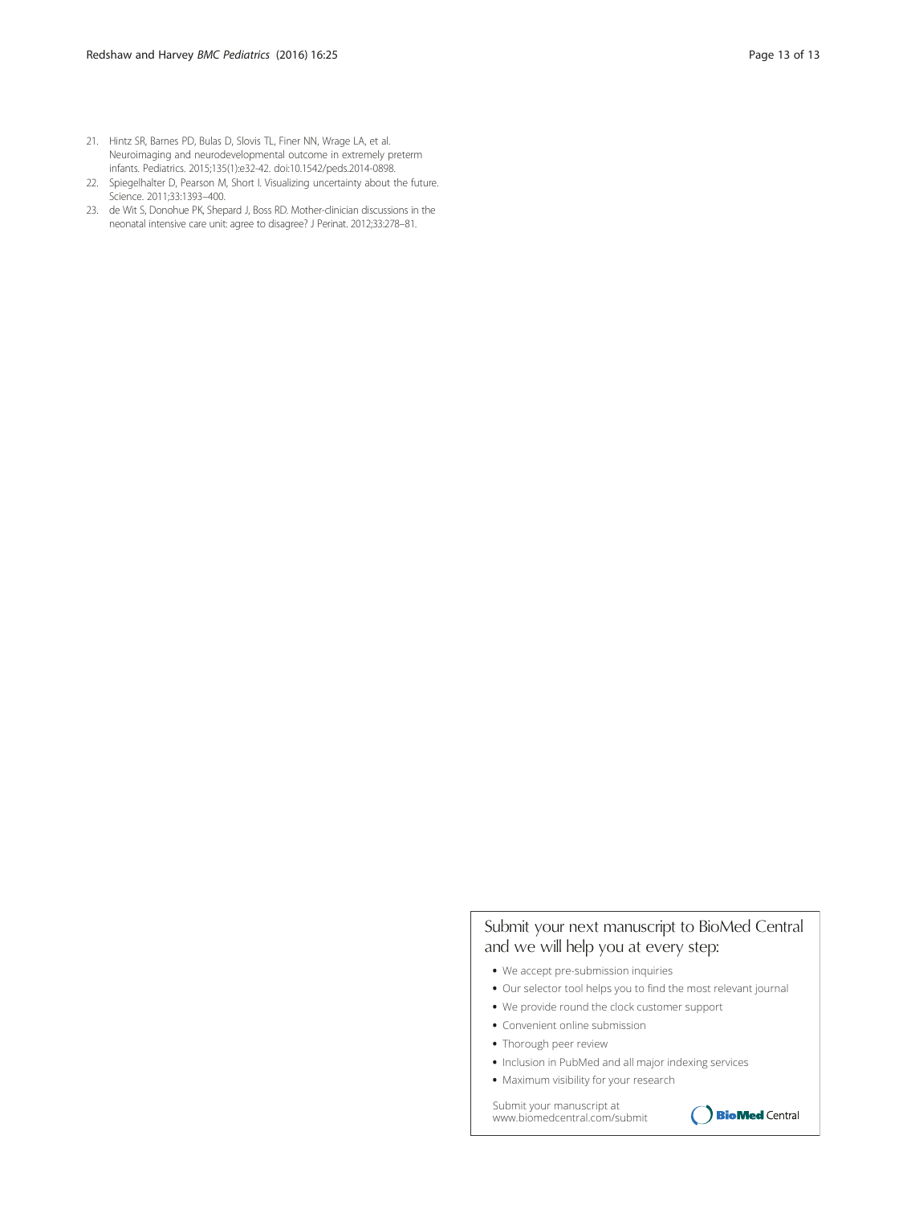21. Hintz SR, Barnes PD, Bulas D, Slovis TL, Finer NN, Wrage LA, et al. Neuroimaging and neurodevelopmental outcome in extremely preterm infants. Pediatrics. 2015;135(1):e32-42. doi:10.1542/peds.2014-0898.
22. Spiegelhalter D, Pearson M, Short I. Visualizing uncertainty about the future. Science. 2011;33:1393–400.
23. de Wit S, Donohue PK, Shepard J, Boss RD. Mother-clinician discussions in the neonatal intensive care unit: agree to disagree? J Perinat. 2012;33:278–81.

Submit your next manuscript to BioMed Central and we will help you at every step:

- We accept pre-submission inquiries
- Our selector tool helps you to find the most relevant journal
- We provide round the clock customer support
- Convenient online submission
- Thorough peer review
- Inclusion in PubMed and all major indexing services
- Maximum visibility for your research

Submit your manuscript at www.biomedcentral.com/submit

BioMed Central